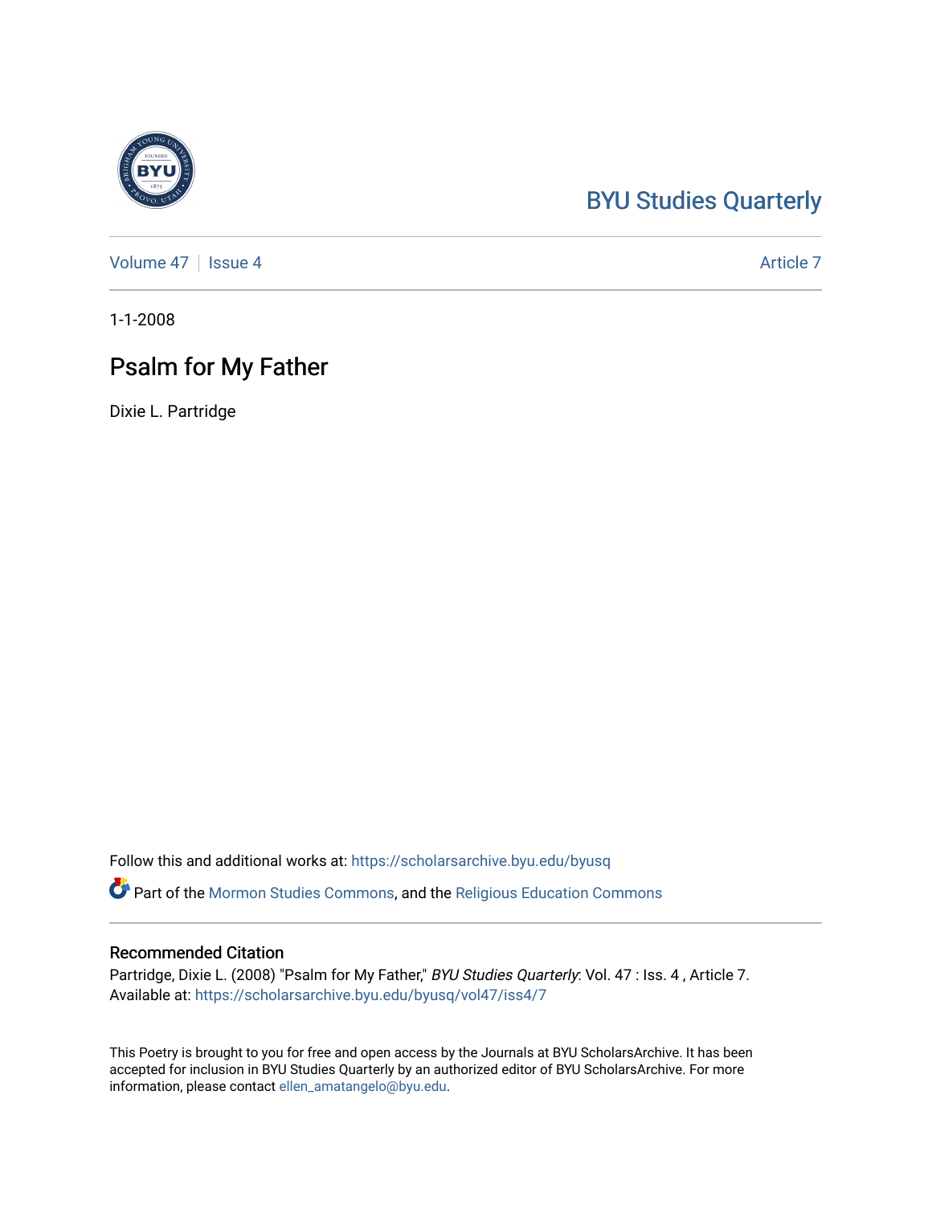BYU Studies Quarterly

Volume 47 | Issue 4 Article 7

1-1-2008

# Psalm for My Father

Dixie L. Partridge

Follow this and additional works at: https://scholarsarchive.byu.edu/byusq

Part of the Mormon Studies Commons, and the Religious Education Commons

## Recommended Citation

Partridge, Dixie L. (2008) "Psalm for My Father," *BYU Studies Quarterly*: Vol. 47 : Iss. 4 , Article 7.
Available at: https://scholarsarchive.byu.edu/byusq/vol47/iss4/7

This Poetry is brought to you for free and open access by the Journals at BYU ScholarsArchive. It has been accepted for inclusion in BYU Studies Quarterly by an authorized editor of BYU ScholarsArchive. For more information, please contact ellen_amatangelo@byu.edu.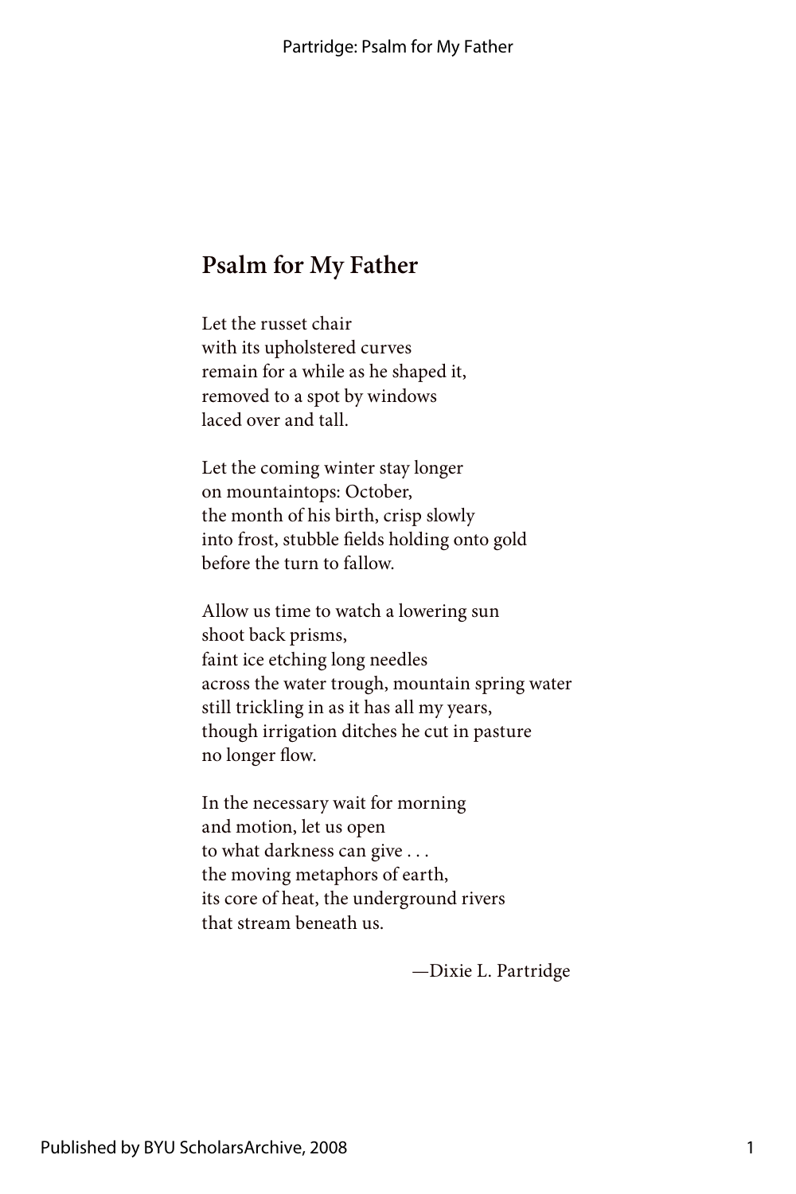## Psalm for My Father

Let the russet chair  
with its upholstered curves  
remain for a while as he shaped it,  
removed to a spot by windows  
laced over and tall.

Let the coming winter stay longer  
on mountaintops: October,  
the month of his birth, crisp slowly  
into frost, stubble fields holding onto gold  
before the turn to fallow.

Allow us time to watch a lowering sun  
shoot back prisms,  
faint ice etching long needles  
across the water trough, mountain spring water  
still trickling in as it has all my years,  
though irrigation ditches he cut in pasture  
no longer flow.

In the necessary wait for morning  
and motion, let us open  
to what darkness can give . . .  
the moving metaphors of earth,  
its core of heat, the underground rivers  
that stream beneath us.

—Dixie L. Partridge